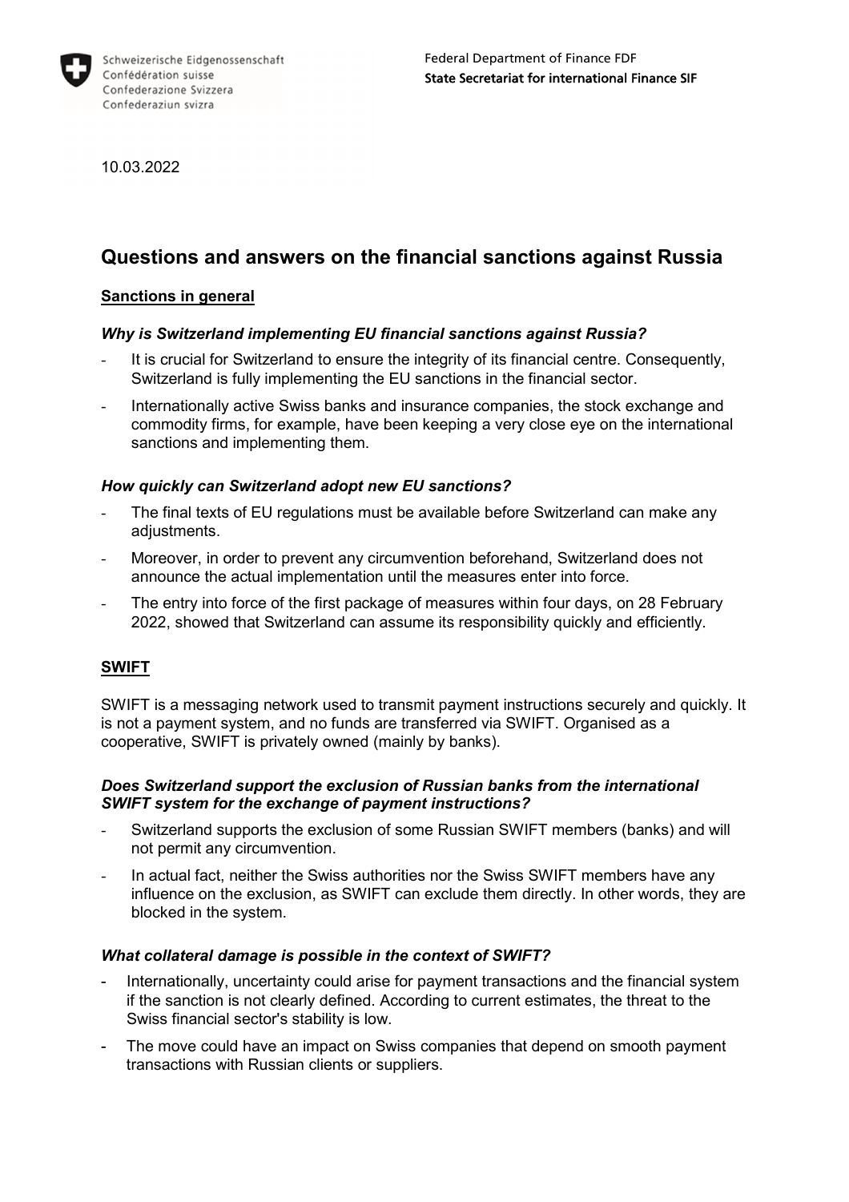Schweizerische Eidgenossenschaft
Confédération suisse
Confederazione Svizzera
Confederaziun svizra

Federal Department of Finance FDF
**State Secretariat for international Finance SIF**

10.03.2022

# Questions and answers on the financial sanctions against Russia

## Sanctions in general

### *Why is Switzerland implementing EU financial sanctions against Russia?*

- It is crucial for Switzerland to ensure the integrity of its financial centre. Consequently, Switzerland is fully implementing the EU sanctions in the financial sector.
- Internationally active Swiss banks and insurance companies, the stock exchange and commodity firms, for example, have been keeping a very close eye on the international sanctions and implementing them.

### *How quickly can Switzerland adopt new EU sanctions?*

- The final texts of EU regulations must be available before Switzerland can make any adjustments.
- Moreover, in order to prevent any circumvention beforehand, Switzerland does not announce the actual implementation until the measures enter into force.
- The entry into force of the first package of measures within four days, on 28 February 2022, showed that Switzerland can assume its responsibility quickly and efficiently.

## SWIFT

SWIFT is a messaging network used to transmit payment instructions securely and quickly. It is not a payment system, and no funds are transferred via SWIFT. Organised as a cooperative, SWIFT is privately owned (mainly by banks).

### *Does Switzerland support the exclusion of Russian banks from the international SWIFT system for the exchange of payment instructions?*

- Switzerland supports the exclusion of some Russian SWIFT members (banks) and will not permit any circumvention.
- In actual fact, neither the Swiss authorities nor the Swiss SWIFT members have any influence on the exclusion, as SWIFT can exclude them directly. In other words, they are blocked in the system.

### *What collateral damage is possible in the context of SWIFT?*

- Internationally, uncertainty could arise for payment transactions and the financial system if the sanction is not clearly defined. According to current estimates, the threat to the Swiss financial sector's stability is low.
- The move could have an impact on Swiss companies that depend on smooth payment transactions with Russian clients or suppliers.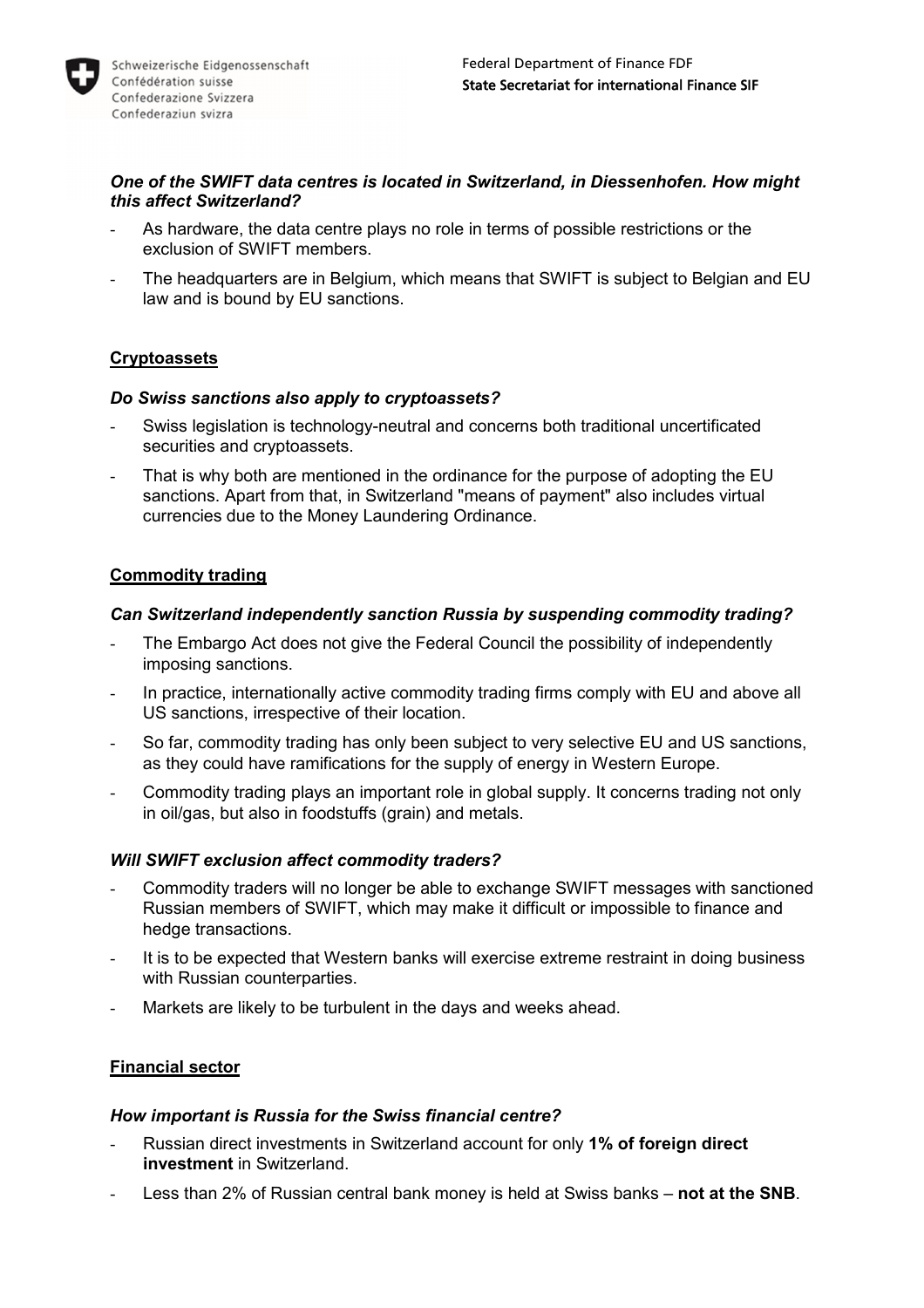***One of the SWIFT data centres is located in Switzerland, in Diessenhofen. How might this affect Switzerland?***

- As hardware, the data centre plays no role in terms of possible restrictions or the exclusion of SWIFT members.
- The headquarters are in Belgium, which means that SWIFT is subject to Belgian and EU law and is bound by EU sanctions.

## Cryptoassets

***Do Swiss sanctions also apply to cryptoassets?***

- Swiss legislation is technology-neutral and concerns both traditional uncertificated securities and cryptoassets.
- That is why both are mentioned in the ordinance for the purpose of adopting the EU sanctions. Apart from that, in Switzerland "means of payment" also includes virtual currencies due to the Money Laundering Ordinance.

## Commodity trading

***Can Switzerland independently sanction Russia by suspending commodity trading?***

- The Embargo Act does not give the Federal Council the possibility of independently imposing sanctions.
- In practice, internationally active commodity trading firms comply with EU and above all US sanctions, irrespective of their location.
- So far, commodity trading has only been subject to very selective EU and US sanctions, as they could have ramifications for the supply of energy in Western Europe.
- Commodity trading plays an important role in global supply. It concerns trading not only in oil/gas, but also in foodstuffs (grain) and metals.

***Will SWIFT exclusion affect commodity traders?***

- Commodity traders will no longer be able to exchange SWIFT messages with sanctioned Russian members of SWIFT, which may make it difficult or impossible to finance and hedge transactions.
- It is to be expected that Western banks will exercise extreme restraint in doing business with Russian counterparties.
- Markets are likely to be turbulent in the days and weeks ahead.

## Financial sector

***How important is Russia for the Swiss financial centre?***

- Russian direct investments in Switzerland account for only **1% of foreign direct investment** in Switzerland.
- Less than 2% of Russian central bank money is held at Swiss banks – **not at the SNB**.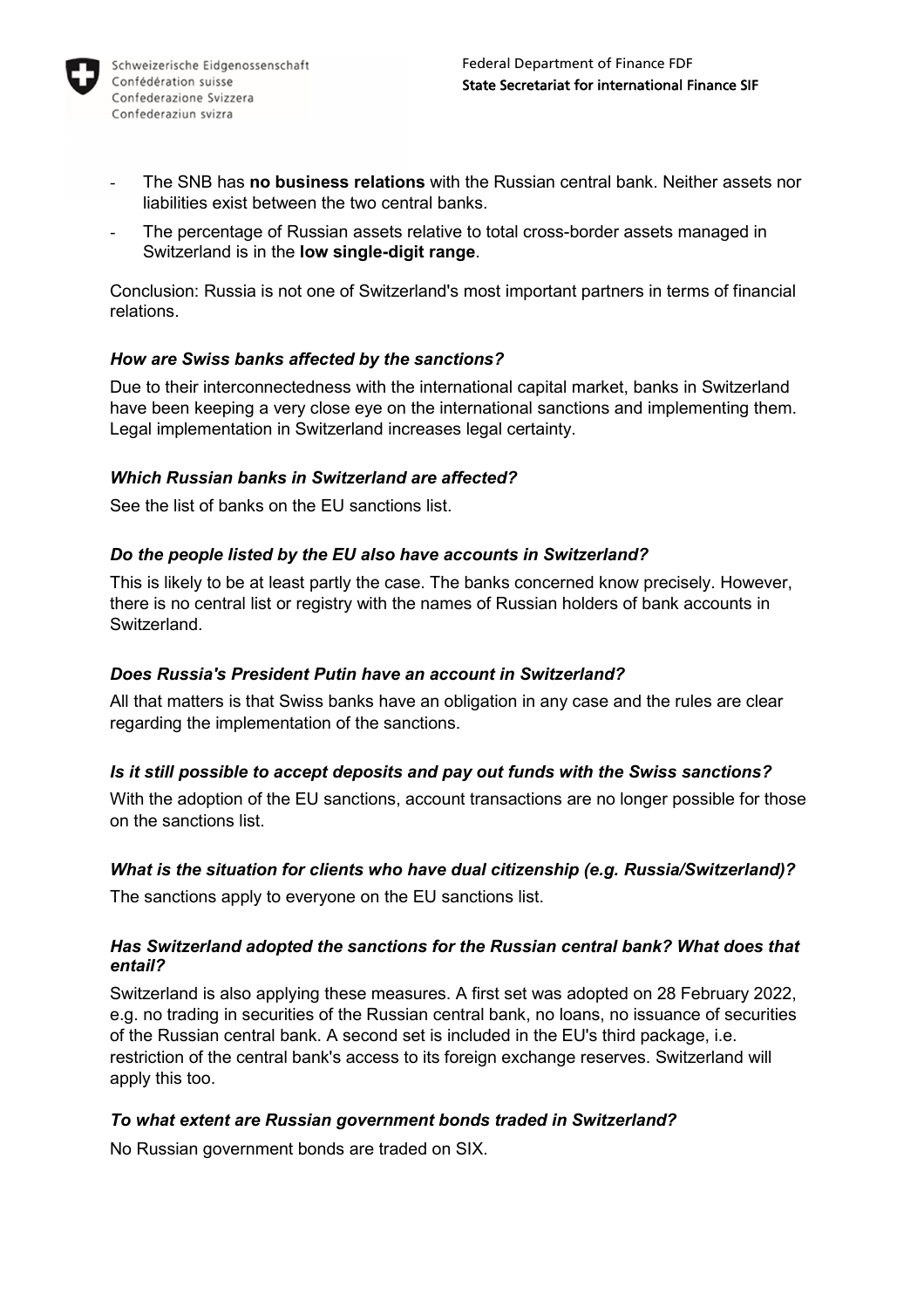- The SNB has **no business relations** with the Russian central bank. Neither assets nor liabilities exist between the two central banks.
- The percentage of Russian assets relative to total cross-border assets managed in Switzerland is in the **low single-digit range**.

Conclusion: Russia is not one of Switzerland's most important partners in terms of financial relations.

### *How are Swiss banks affected by the sanctions?*

Due to their interconnectedness with the international capital market, banks in Switzerland have been keeping a very close eye on the international sanctions and implementing them. Legal implementation in Switzerland increases legal certainty.

### *Which Russian banks in Switzerland are affected?*

See the list of banks on the EU sanctions list.

### *Do the people listed by the EU also have accounts in Switzerland?*

This is likely to be at least partly the case. The banks concerned know precisely. However, there is no central list or registry with the names of Russian holders of bank accounts in Switzerland.

### *Does Russia's President Putin have an account in Switzerland?*

All that matters is that Swiss banks have an obligation in any case and the rules are clear regarding the implementation of the sanctions.

### *Is it still possible to accept deposits and pay out funds with the Swiss sanctions?*

With the adoption of the EU sanctions, account transactions are no longer possible for those on the sanctions list.

### *What is the situation for clients who have dual citizenship (e.g. Russia/Switzerland)?*

The sanctions apply to everyone on the EU sanctions list.

### *Has Switzerland adopted the sanctions for the Russian central bank? What does that entail?*

Switzerland is also applying these measures. A first set was adopted on 28 February 2022, e.g. no trading in securities of the Russian central bank, no loans, no issuance of securities of the Russian central bank. A second set is included in the EU's third package, i.e. restriction of the central bank's access to its foreign exchange reserves. Switzerland will apply this too.

### *To what extent are Russian government bonds traded in Switzerland?*

No Russian government bonds are traded on SIX.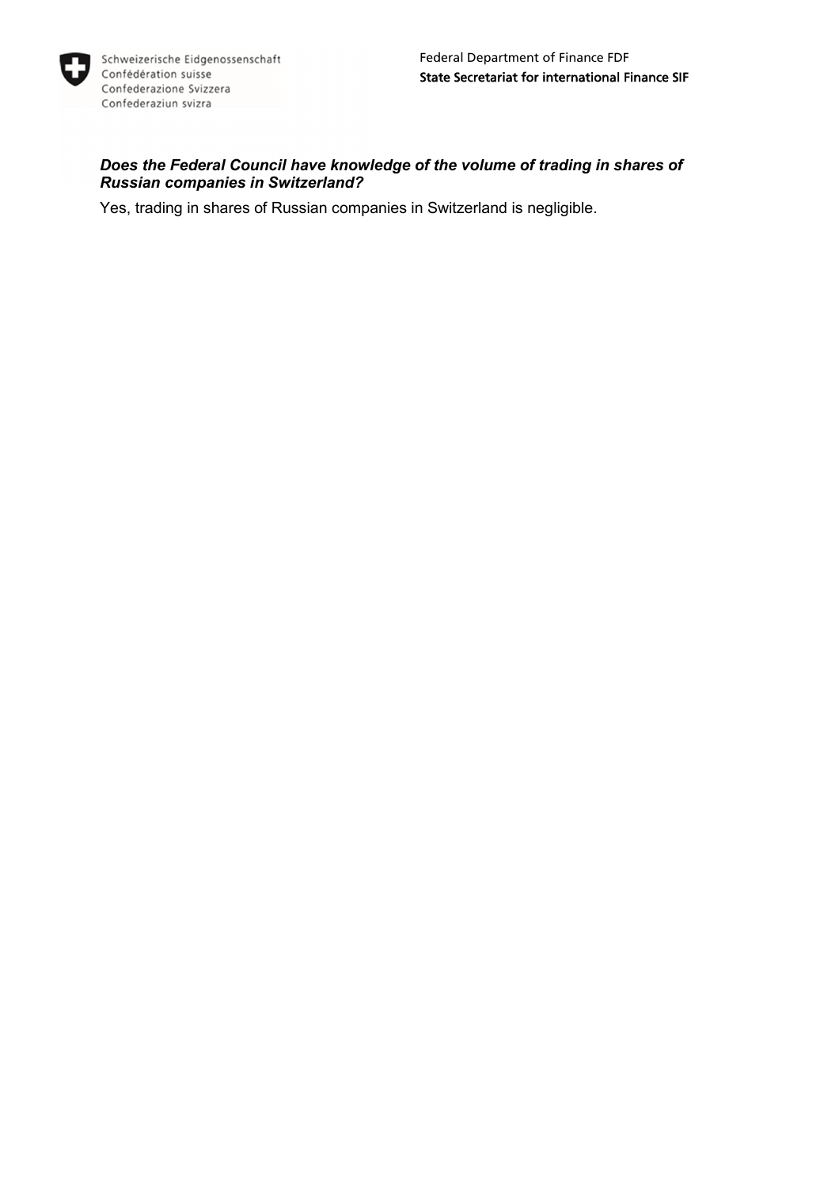*Does the Federal Council have knowledge of the volume of trading in shares of Russian companies in Switzerland?*

Yes, trading in shares of Russian companies in Switzerland is negligible.